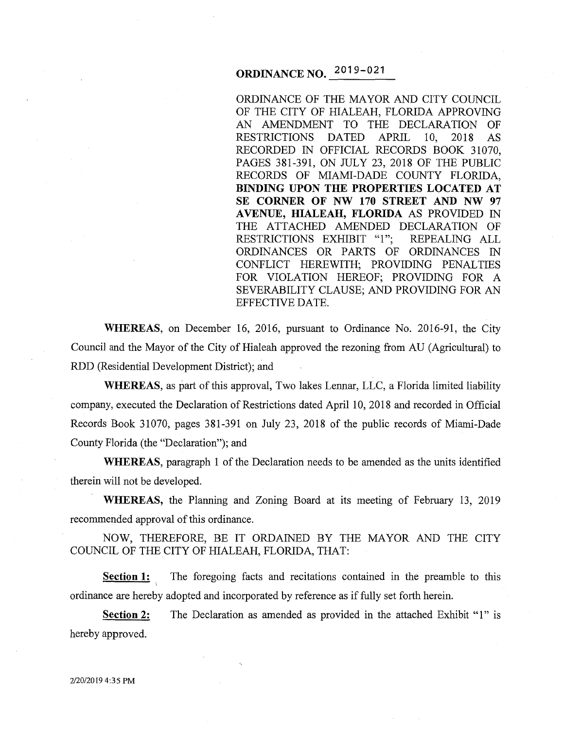# ORDINANCE NO. 2019-021

ORDINANCE OF THE MAYOR AND CITY COUNCIL OF THE CITY OF HIALEAH, FLORIDA APPROVING AN AMENDMENT TO THE DECLARATION OF RESTRICTIONS DATED APRIL 10, 2018 AS RECORDED IN OFFICIAL RECORDS BOOK 31070, PAGES 381-391, ON JULY 23, 2018 OF THE PUBLIC RECORDS OF MIAMI-DADE COUNTY FLORIDA, **BINDING UPON THE PROPERTIES LOCATED AT SE CORNER OF NW 170 STREET AND NW 97 AVENUE, HIALEAH, FLORIDA** AS PROVIDED IN THE ATTACHED AMENDED DECLARATION OF RESTRICTIONS EXHIBIT "1"; REPEALING ALL ORDINANCES OR PARTS OF ORDINANCES IN CONFLICT HEREWITH; PROVIDING PENALTIES FOR VIOLATION HEREOF; PROVIDING FOR A SEVERABILITY CLAUSE; AND PROVIDING FOR AN EFFECTIVE DATE.

**WHEREAS**, on December 16, 2016, pursuant to Ordinance No. 2016-91, the City Council and the Mayor of the City of Hialeah approved the rezoning from AU (Agricultural) to RDD (Residential Development District); and

**WHEREAS**, as part of this approval, Two lakes Lennar, LLC, a Florida limited liability company, executed the Declaration of Restrictions dated April 10, 2018 and recorded in Official Records Book 31070, pages 381-391 on July 23, 2018 of the public records of Miami-Dade County Florida (the "Declaration"); and

**WHEREAS**, paragraph 1 of the Declaration needs to be amended as the units identified therein will not be developed.

**WHEREAS,** the Planning and Zoning Board at its meeting of February 13, 2019 recommended approval of this ordinance.

NOW, THEREFORE, BE IT ORDAINED BY THE MAYOR AND THE CITY COUNCIL OF THE CITY OF HIALEAH, FLORIDA, THAT:

**Section 1:** The foregoing facts and recitations contained in the preamble to this ordinance are hereby adopted and incorporated by reference as if fully set forth herein.

**Section 2:** The Declaration as amended as provided in the attached Exhibit "1" is hereby approved.

2/20/2019 4:35 PM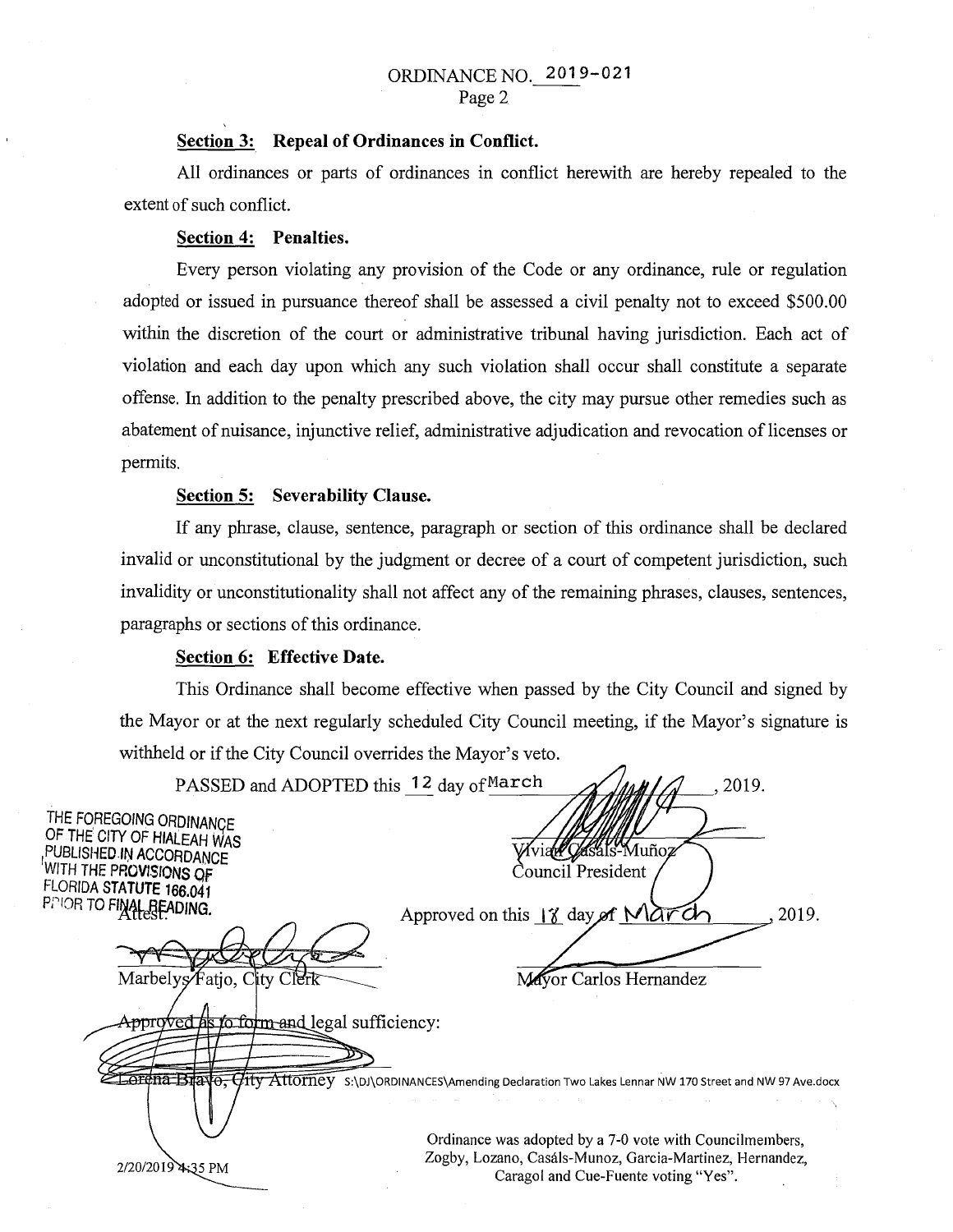ORDINANCE NO. 2019-021

## Section 3: Repeal of Ordinances in Conflict.

All ordinances or parts of ordinances in conflict herewith are hereby repealed to the extent of such conflict.

## Section 4: Penalties.

Every person violating any provision of the Code or any ordinance, rule or regulation adopted or issued in pursuance thereof shall be assessed a civil penalty not to exceed $500.00 within the discretion of the court or administrative tribunal having jurisdiction. Each act of violation and each day upon which any such violation shall occur shall constitute a separate offense. In addition to the penalty prescribed above, the city may pursue other remedies such as abatement of nuisance, injunctive relief, administrative adjudication and revocation of licenses or permits.

## Section 5: Severability Clause.

If any phrase, clause, sentence, paragraph or section of this ordinance shall be declared invalid or unconstitutional by the judgment or decree of a court of competent jurisdiction, such invalidity or unconstitutionality shall not affect any of the remaining phrases, clauses, sentences, paragraphs or sections of this ordinance.

## Section 6: Effective Date.

This Ordinance shall become effective when passed by the City Council and signed by the Mayor or at the next regularly scheduled City Council meeting, if the Mayor's signature is withheld or if the City Council overrides the Mayor's veto.

PASSED and ADOPTED this 12 day of March, 2019.

Vivian Casáls-Muñoz
Council President

THE FOREGOING ORDINANCE OF THE CITY OF HIALEAH WAS PUBLISHED IN ACCORDANCE WITH THE PROVISIONS OF FLORIDA STATUTE 166.041 PRIOR TO FINAL READING.

Attest:

Approved on this 18 day of March, 2019.

Marbelys Fatjo, City Clerk

Mayor Carlos Hernandez

Approved as to form and legal sufficiency:

Lorena Bravo, City Attorney S:\DJ\ORDINANCES\Amending Declaration Two Lakes Lennar NW 170 Street and NW 97 Ave.docx

2/20/2019 4:35 PM

Ordinance was adopted by a 7-0 vote with Councilmembers, Zogby, Lozano, Casáls-Munoz, Garcia-Martinez, Hernandez, Caragol and Cue-Fuente voting "Yes".